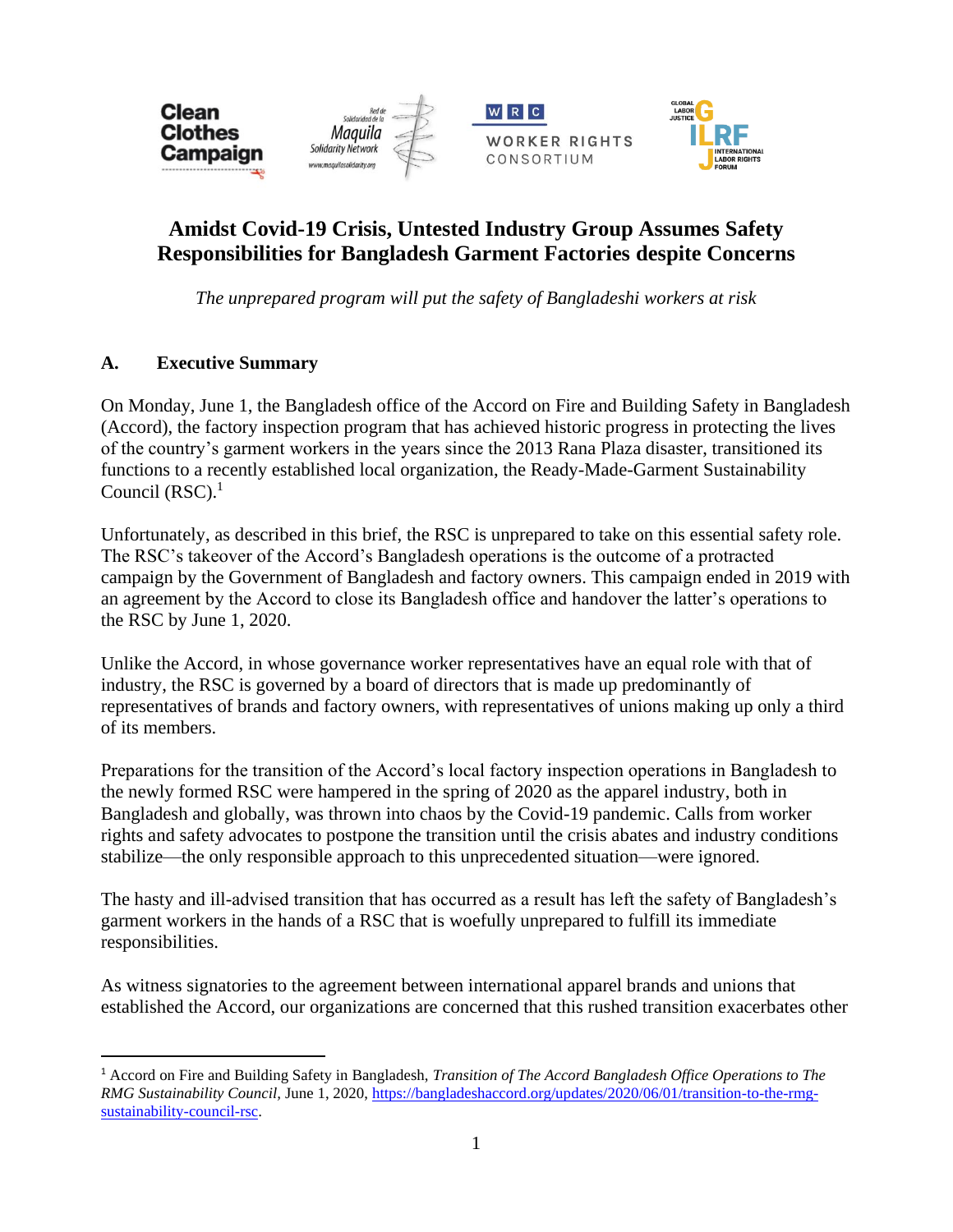# Amidst Covid-19 Crisis, Untested Industry Group Assumes Safety Responsibilities for Bangladesh Garment Factories despite Concerns

*The unprepared program will put the safety of Bangladeshi workers at risk*

## A. Executive Summary

On Monday, June 1, the Bangladesh office of the Accord on Fire and Building Safety in Bangladesh (Accord), the factory inspection program that has achieved historic progress in protecting the lives of the country's garment workers in the years since the 2013 Rana Plaza disaster, transitioned its functions to a recently established local organization, the Ready-Made-Garment Sustainability Council (RSC).[1]

Unfortunately, as described in this brief, the RSC is unprepared to take on this essential safety role. The RSC's takeover of the Accord's Bangladesh operations is the outcome of a protracted campaign by the Government of Bangladesh and factory owners. This campaign ended in 2019 with an agreement by the Accord to close its Bangladesh office and handover the latter's operations to the RSC by June 1, 2020.

Unlike the Accord, in whose governance worker representatives have an equal role with that of industry, the RSC is governed by a board of directors that is made up predominantly of representatives of brands and factory owners, with representatives of unions making up only a third of its members.

Preparations for the transition of the Accord's local factory inspection operations in Bangladesh to the newly formed RSC were hampered in the spring of 2020 as the apparel industry, both in Bangladesh and globally, was thrown into chaos by the Covid-19 pandemic. Calls from worker rights and safety advocates to postpone the transition until the crisis abates and industry conditions stabilize—the only responsible approach to this unprecedented situation—were ignored.

The hasty and ill-advised transition that has occurred as a result has left the safety of Bangladesh's garment workers in the hands of a RSC that is woefully unprepared to fulfill its immediate responsibilities.

As witness signatories to the agreement between international apparel brands and unions that established the Accord, our organizations are concerned that this rushed transition exacerbates other

---

[1] Accord on Fire and Building Safety in Bangladesh, *Transition of The Accord Bangladesh Office Operations to The RMG Sustainability Council*, June 1, 2020, https://bangladeshaccord.org/updates/2020/06/01/transition-to-the-rmg-sustainability-council-rsc.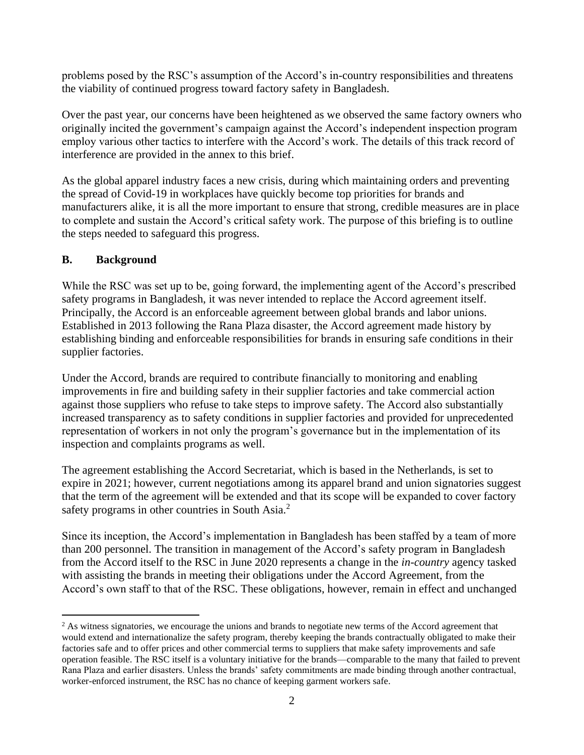problems posed by the RSC's assumption of the Accord's in-country responsibilities and threatens the viability of continued progress toward factory safety in Bangladesh.

Over the past year, our concerns have been heightened as we observed the same factory owners who originally incited the government's campaign against the Accord's independent inspection program employ various other tactics to interfere with the Accord's work. The details of this track record of interference are provided in the annex to this brief.

As the global apparel industry faces a new crisis, during which maintaining orders and preventing the spread of Covid-19 in workplaces have quickly become top priorities for brands and manufacturers alike, it is all the more important to ensure that strong, credible measures are in place to complete and sustain the Accord's critical safety work. The purpose of this briefing is to outline the steps needed to safeguard this progress.

## B. Background

While the RSC was set up to be, going forward, the implementing agent of the Accord's prescribed safety programs in Bangladesh, it was never intended to replace the Accord agreement itself. Principally, the Accord is an enforceable agreement between global brands and labor unions. Established in 2013 following the Rana Plaza disaster, the Accord agreement made history by establishing binding and enforceable responsibilities for brands in ensuring safe conditions in their supplier factories.

Under the Accord, brands are required to contribute financially to monitoring and enabling improvements in fire and building safety in their supplier factories and take commercial action against those suppliers who refuse to take steps to improve safety. The Accord also substantially increased transparency as to safety conditions in supplier factories and provided for unprecedented representation of workers in not only the program's governance but in the implementation of its inspection and complaints programs as well.

The agreement establishing the Accord Secretariat, which is based in the Netherlands, is set to expire in 2021; however, current negotiations among its apparel brand and union signatories suggest that the term of the agreement will be extended and that its scope will be expanded to cover factory safety programs in other countries in South Asia.[2]

Since its inception, the Accord's implementation in Bangladesh has been staffed by a team of more than 200 personnel. The transition in management of the Accord's safety program in Bangladesh from the Accord itself to the RSC in June 2020 represents a change in the *in-country* agency tasked with assisting the brands in meeting their obligations under the Accord Agreement, from the Accord's own staff to that of the RSC. These obligations, however, remain in effect and unchanged

[2] As witness signatories, we encourage the unions and brands to negotiate new terms of the Accord agreement that would extend and internationalize the safety program, thereby keeping the brands contractually obligated to make their factories safe and to offer prices and other commercial terms to suppliers that make safety improvements and safe operation feasible. The RSC itself is a voluntary initiative for the brands—comparable to the many that failed to prevent Rana Plaza and earlier disasters. Unless the brands' safety commitments are made binding through another contractual, worker-enforced instrument, the RSC has no chance of keeping garment workers safe.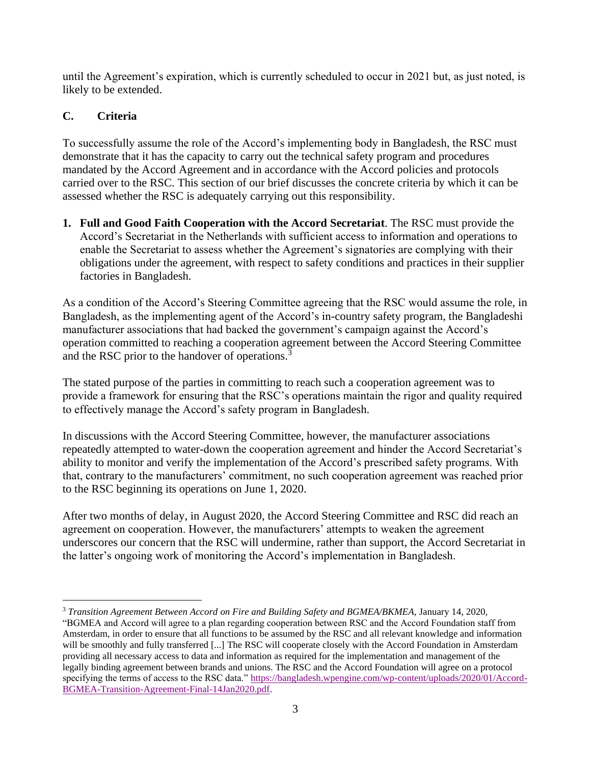until the Agreement's expiration, which is currently scheduled to occur in 2021 but, as just noted, is likely to be extended.

## C. Criteria

To successfully assume the role of the Accord's implementing body in Bangladesh, the RSC must demonstrate that it has the capacity to carry out the technical safety program and procedures mandated by the Accord Agreement and in accordance with the Accord policies and protocols carried over to the RSC. This section of our brief discusses the concrete criteria by which it can be assessed whether the RSC is adequately carrying out this responsibility.

1. **Full and Good Faith Cooperation with the Accord Secretariat**. The RSC must provide the Accord's Secretariat in the Netherlands with sufficient access to information and operations to enable the Secretariat to assess whether the Agreement's signatories are complying with their obligations under the agreement, with respect to safety conditions and practices in their supplier factories in Bangladesh.

As a condition of the Accord's Steering Committee agreeing that the RSC would assume the role, in Bangladesh, as the implementing agent of the Accord's in-country safety program, the Bangladeshi manufacturer associations that had backed the government's campaign against the Accord's operation committed to reaching a cooperation agreement between the Accord Steering Committee and the RSC prior to the handover of operations.[3]

The stated purpose of the parties in committing to reach such a cooperation agreement was to provide a framework for ensuring that the RSC's operations maintain the rigor and quality required to effectively manage the Accord's safety program in Bangladesh.

In discussions with the Accord Steering Committee, however, the manufacturer associations repeatedly attempted to water-down the cooperation agreement and hinder the Accord Secretariat's ability to monitor and verify the implementation of the Accord's prescribed safety programs. With that, contrary to the manufacturers' commitment, no such cooperation agreement was reached prior to the RSC beginning its operations on June 1, 2020.

After two months of delay, in August 2020, the Accord Steering Committee and RSC did reach an agreement on cooperation. However, the manufacturers' attempts to weaken the agreement underscores our concern that the RSC will undermine, rather than support, the Accord Secretariat in the latter's ongoing work of monitoring the Accord's implementation in Bangladesh.

---

[3] *Transition Agreement Between Accord on Fire and Building Safety and BGMEA/BKMEA*, January 14, 2020, "BGMEA and Accord will agree to a plan regarding cooperation between RSC and the Accord Foundation staff from Amsterdam, in order to ensure that all functions to be assumed by the RSC and all relevant knowledge and information will be smoothly and fully transferred [...] The RSC will cooperate closely with the Accord Foundation in Amsterdam providing all necessary access to data and information as required for the implementation and management of the legally binding agreement between brands and unions. The RSC and the Accord Foundation will agree on a protocol specifying the terms of access to the RSC data." https://bangladesh.wpengine.com/wp-content/uploads/2020/01/Accord-BGMEA-Transition-Agreement-Final-14Jan2020.pdf.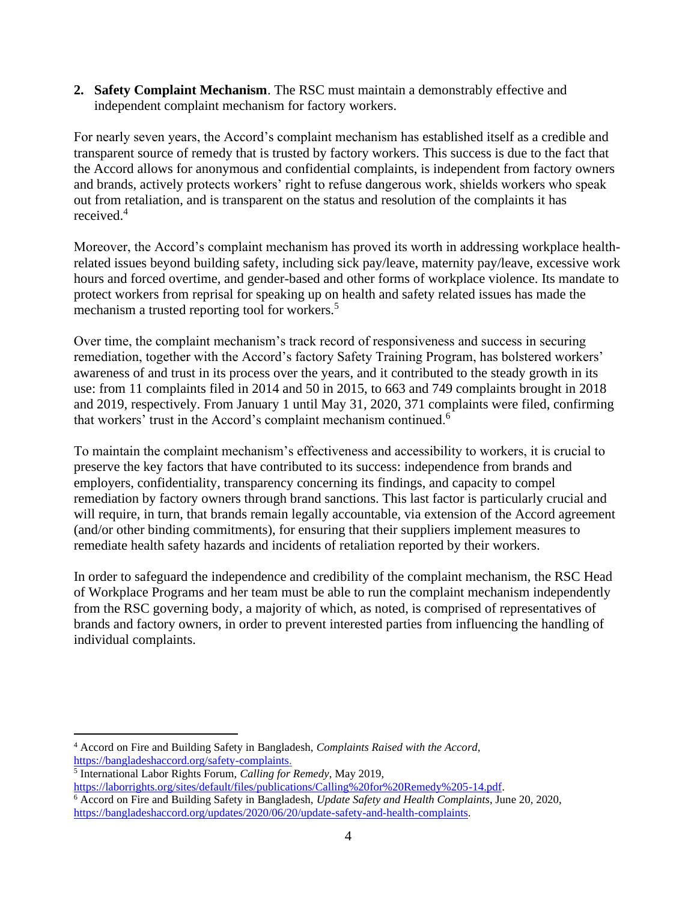2. **Safety Complaint Mechanism**. The RSC must maintain a demonstrably effective and independent complaint mechanism for factory workers.

For nearly seven years, the Accord's complaint mechanism has established itself as a credible and transparent source of remedy that is trusted by factory workers. This success is due to the fact that the Accord allows for anonymous and confidential complaints, is independent from factory owners and brands, actively protects workers' right to refuse dangerous work, shields workers who speak out from retaliation, and is transparent on the status and resolution of the complaints it has received.[4]

Moreover, the Accord's complaint mechanism has proved its worth in addressing workplace health-related issues beyond building safety, including sick pay/leave, maternity pay/leave, excessive work hours and forced overtime, and gender-based and other forms of workplace violence. Its mandate to protect workers from reprisal for speaking up on health and safety related issues has made the mechanism a trusted reporting tool for workers.[5]

Over time, the complaint mechanism's track record of responsiveness and success in securing remediation, together with the Accord's factory Safety Training Program, has bolstered workers' awareness of and trust in its process over the years, and it contributed to the steady growth in its use: from 11 complaints filed in 2014 and 50 in 2015, to 663 and 749 complaints brought in 2018 and 2019, respectively. From January 1 until May 31, 2020, 371 complaints were filed, confirming that workers' trust in the Accord's complaint mechanism continued.[6]

To maintain the complaint mechanism's effectiveness and accessibility to workers, it is crucial to preserve the key factors that have contributed to its success: independence from brands and employers, confidentiality, transparency concerning its findings, and capacity to compel remediation by factory owners through brand sanctions. This last factor is particularly crucial and will require, in turn, that brands remain legally accountable, via extension of the Accord agreement (and/or other binding commitments), for ensuring that their suppliers implement measures to remediate health safety hazards and incidents of retaliation reported by their workers.

In order to safeguard the independence and credibility of the complaint mechanism, the RSC Head of Workplace Programs and her team must be able to run the complaint mechanism independently from the RSC governing body, a majority of which, as noted, is comprised of representatives of brands and factory owners, in order to prevent interested parties from influencing the handling of individual complaints.

---

[4] Accord on Fire and Building Safety in Bangladesh, *Complaints Raised with the Accord*, https://bangladeshaccord.org/safety-complaints.

[5] International Labor Rights Forum, *Calling for Remedy*, May 2019, https://laborrights.org/sites/default/files/publications/Calling%20for%20Remedy%205-14.pdf.

[6] Accord on Fire and Building Safety in Bangladesh, *Update Safety and Health Complaints*, June 20, 2020, https://bangladeshaccord.org/updates/2020/06/20/update-safety-and-health-complaints.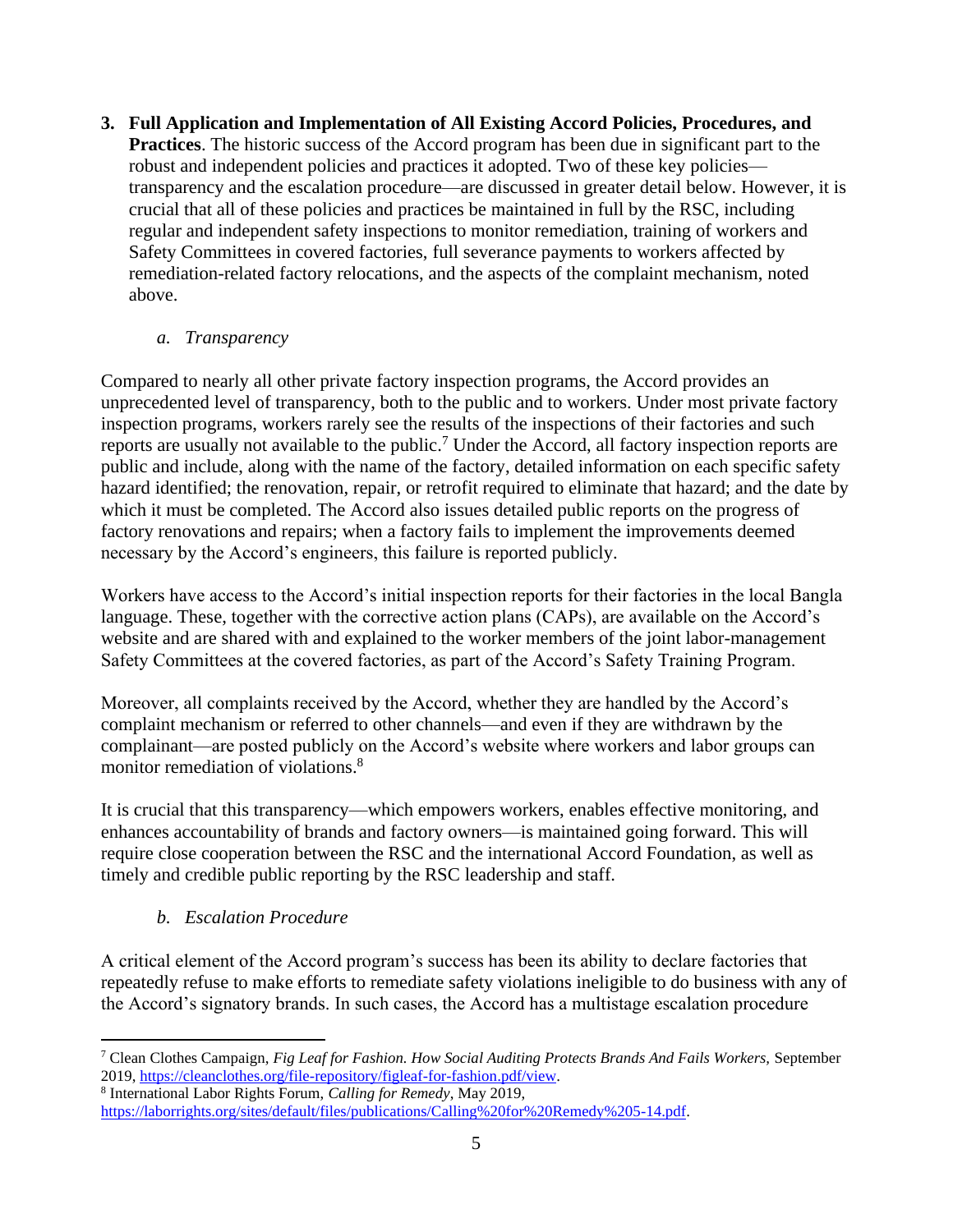3. **Full Application and Implementation of All Existing Accord Policies, Procedures, and Practices**. The historic success of the Accord program has been due in significant part to the robust and independent policies and practices it adopted. Two of these key policies—transparency and the escalation procedure—are discussed in greater detail below. However, it is crucial that all of these policies and practices be maintained in full by the RSC, including regular and independent safety inspections to monitor remediation, training of workers and Safety Committees in covered factories, full severance payments to workers affected by remediation-related factory relocations, and the aspects of the complaint mechanism, noted above.

   a. *Transparency*

Compared to nearly all other private factory inspection programs, the Accord provides an unprecedented level of transparency, both to the public and to workers. Under most private factory inspection programs, workers rarely see the results of the inspections of their factories and such reports are usually not available to the public.[7] Under the Accord, all factory inspection reports are public and include, along with the name of the factory, detailed information on each specific safety hazard identified; the renovation, repair, or retrofit required to eliminate that hazard; and the date by which it must be completed. The Accord also issues detailed public reports on the progress of factory renovations and repairs; when a factory fails to implement the improvements deemed necessary by the Accord's engineers, this failure is reported publicly.

Workers have access to the Accord's initial inspection reports for their factories in the local Bangla language. These, together with the corrective action plans (CAPs), are available on the Accord's website and are shared with and explained to the worker members of the joint labor-management Safety Committees at the covered factories, as part of the Accord's Safety Training Program.

Moreover, all complaints received by the Accord, whether they are handled by the Accord's complaint mechanism or referred to other channels—and even if they are withdrawn by the complainant—are posted publicly on the Accord's website where workers and labor groups can monitor remediation of violations.[8]

It is crucial that this transparency—which empowers workers, enables effective monitoring, and enhances accountability of brands and factory owners—is maintained going forward. This will require close cooperation between the RSC and the international Accord Foundation, as well as timely and credible public reporting by the RSC leadership and staff.

   b. *Escalation Procedure*

A critical element of the Accord program's success has been its ability to declare factories that repeatedly refuse to make efforts to remediate safety violations ineligible to do business with any of the Accord's signatory brands. In such cases, the Accord has a multistage escalation procedure

---

[7] Clean Clothes Campaign, *Fig Leaf for Fashion. How Social Auditing Protects Brands And Fails Workers,* September 2019, https://cleanclothes.org/file-repository/figleaf-for-fashion.pdf/view.

[8] International Labor Rights Forum, *Calling for Remedy*, May 2019, https://laborrights.org/sites/default/files/publications/Calling%20for%20Remedy%205-14.pdf.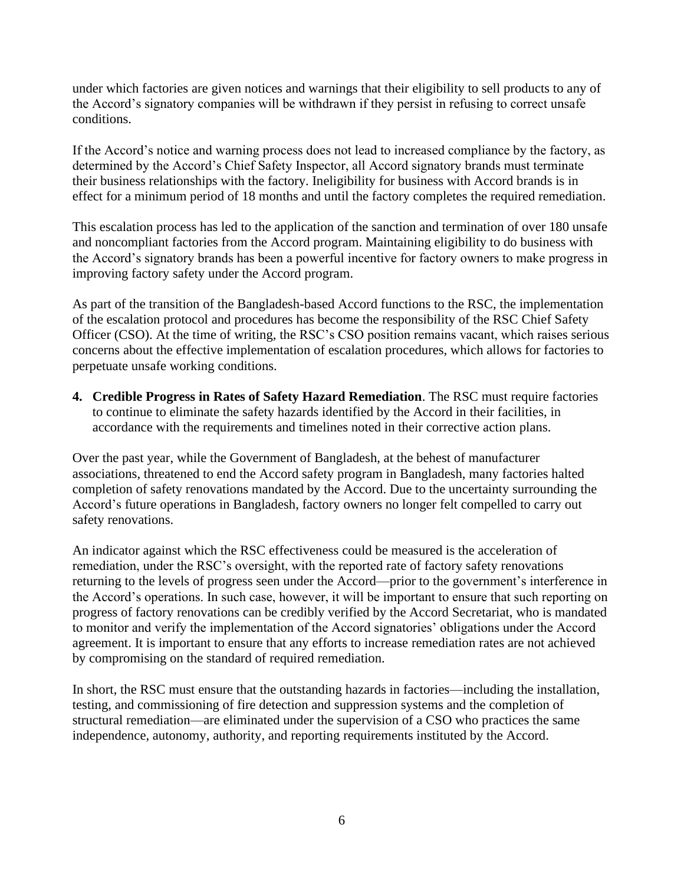under which factories are given notices and warnings that their eligibility to sell products to any of the Accord's signatory companies will be withdrawn if they persist in refusing to correct unsafe conditions.

If the Accord's notice and warning process does not lead to increased compliance by the factory, as determined by the Accord's Chief Safety Inspector, all Accord signatory brands must terminate their business relationships with the factory. Ineligibility for business with Accord brands is in effect for a minimum period of 18 months and until the factory completes the required remediation.

This escalation process has led to the application of the sanction and termination of over 180 unsafe and noncompliant factories from the Accord program. Maintaining eligibility to do business with the Accord's signatory brands has been a powerful incentive for factory owners to make progress in improving factory safety under the Accord program.

As part of the transition of the Bangladesh-based Accord functions to the RSC, the implementation of the escalation protocol and procedures has become the responsibility of the RSC Chief Safety Officer (CSO). At the time of writing, the RSC's CSO position remains vacant, which raises serious concerns about the effective implementation of escalation procedures, which allows for factories to perpetuate unsafe working conditions.

4. **Credible Progress in Rates of Safety Hazard Remediation**. The RSC must require factories to continue to eliminate the safety hazards identified by the Accord in their facilities, in accordance with the requirements and timelines noted in their corrective action plans.

Over the past year, while the Government of Bangladesh, at the behest of manufacturer associations, threatened to end the Accord safety program in Bangladesh, many factories halted completion of safety renovations mandated by the Accord. Due to the uncertainty surrounding the Accord's future operations in Bangladesh, factory owners no longer felt compelled to carry out safety renovations.

An indicator against which the RSC effectiveness could be measured is the acceleration of remediation, under the RSC's oversight, with the reported rate of factory safety renovations returning to the levels of progress seen under the Accord—prior to the government's interference in the Accord's operations. In such case, however, it will be important to ensure that such reporting on progress of factory renovations can be credibly verified by the Accord Secretariat, who is mandated to monitor and verify the implementation of the Accord signatories' obligations under the Accord agreement. It is important to ensure that any efforts to increase remediation rates are not achieved by compromising on the standard of required remediation.

In short, the RSC must ensure that the outstanding hazards in factories—including the installation, testing, and commissioning of fire detection and suppression systems and the completion of structural remediation—are eliminated under the supervision of a CSO who practices the same independence, autonomy, authority, and reporting requirements instituted by the Accord.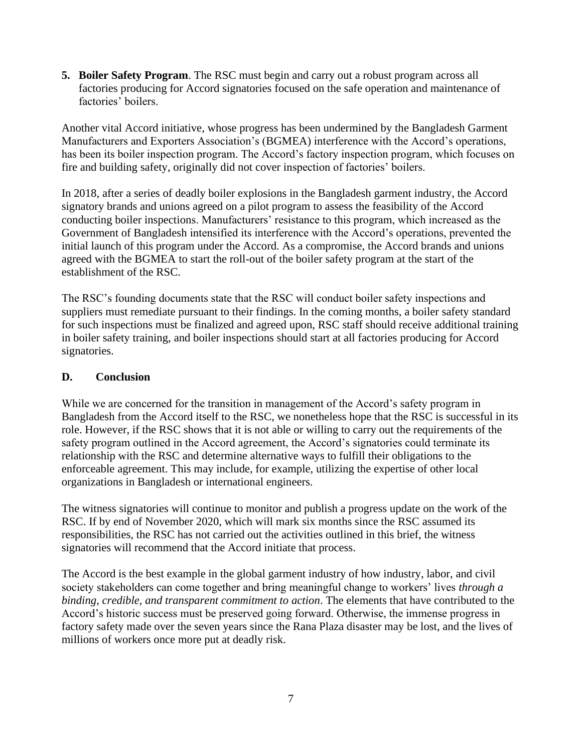5. **Boiler Safety Program**. The RSC must begin and carry out a robust program across all factories producing for Accord signatories focused on the safe operation and maintenance of factories' boilers.

Another vital Accord initiative, whose progress has been undermined by the Bangladesh Garment Manufacturers and Exporters Association's (BGMEA) interference with the Accord's operations, has been its boiler inspection program. The Accord's factory inspection program, which focuses on fire and building safety, originally did not cover inspection of factories' boilers.

In 2018, after a series of deadly boiler explosions in the Bangladesh garment industry, the Accord signatory brands and unions agreed on a pilot program to assess the feasibility of the Accord conducting boiler inspections. Manufacturers' resistance to this program, which increased as the Government of Bangladesh intensified its interference with the Accord's operations, prevented the initial launch of this program under the Accord. As a compromise, the Accord brands and unions agreed with the BGMEA to start the roll-out of the boiler safety program at the start of the establishment of the RSC.

The RSC's founding documents state that the RSC will conduct boiler safety inspections and suppliers must remediate pursuant to their findings. In the coming months, a boiler safety standard for such inspections must be finalized and agreed upon, RSC staff should receive additional training in boiler safety training, and boiler inspections should start at all factories producing for Accord signatories.

## D. Conclusion

While we are concerned for the transition in management of the Accord's safety program in Bangladesh from the Accord itself to the RSC, we nonetheless hope that the RSC is successful in its role. However, if the RSC shows that it is not able or willing to carry out the requirements of the safety program outlined in the Accord agreement, the Accord's signatories could terminate its relationship with the RSC and determine alternative ways to fulfill their obligations to the enforceable agreement. This may include, for example, utilizing the expertise of other local organizations in Bangladesh or international engineers.

The witness signatories will continue to monitor and publish a progress update on the work of the RSC. If by end of November 2020, which will mark six months since the RSC assumed its responsibilities, the RSC has not carried out the activities outlined in this brief, the witness signatories will recommend that the Accord initiate that process.

The Accord is the best example in the global garment industry of how industry, labor, and civil society stakeholders can come together and bring meaningful change to workers' lives *through a binding, credible, and transparent commitment to action*. The elements that have contributed to the Accord's historic success must be preserved going forward. Otherwise, the immense progress in factory safety made over the seven years since the Rana Plaza disaster may be lost, and the lives of millions of workers once more put at deadly risk.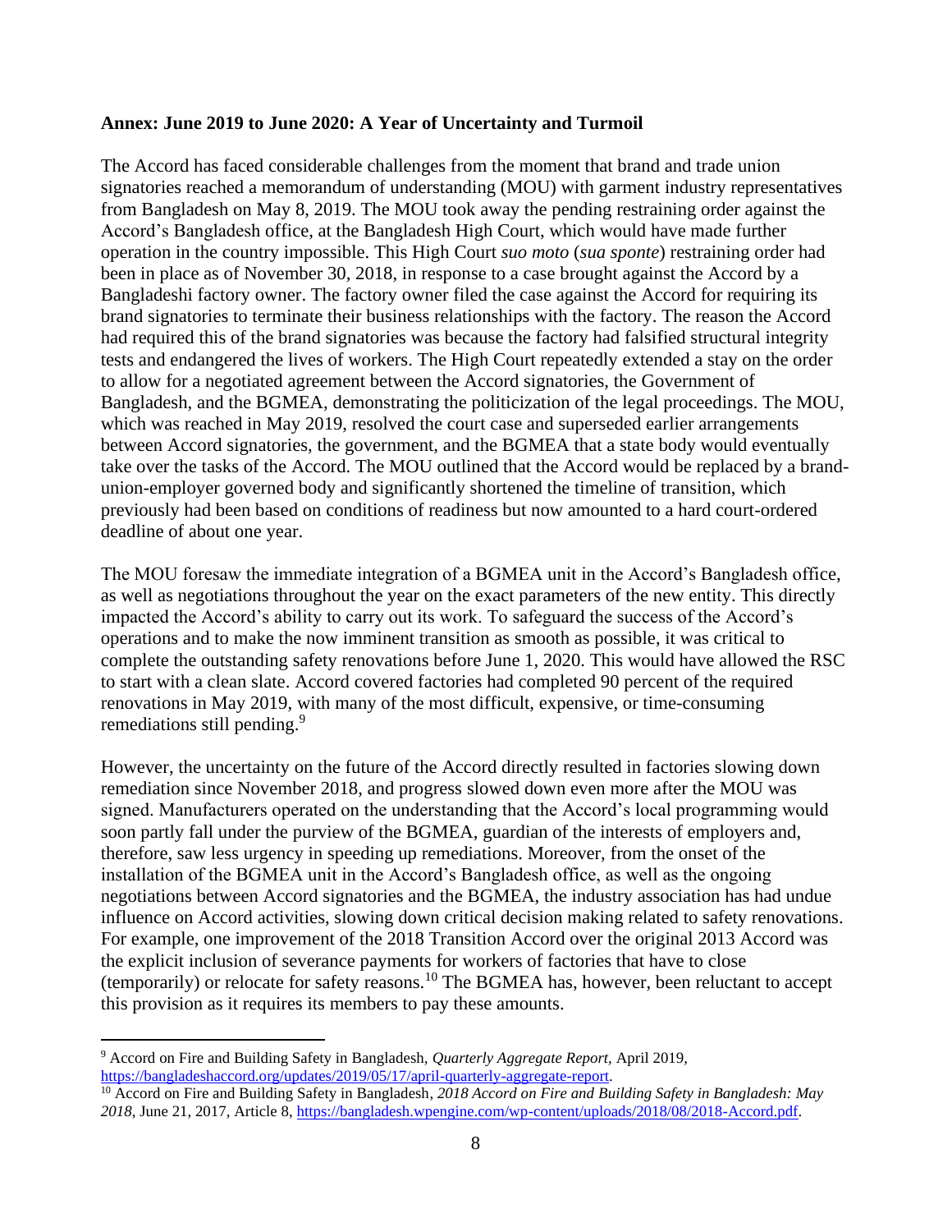**Annex: June 2019 to June 2020: A Year of Uncertainty and Turmoil**

The Accord has faced considerable challenges from the moment that brand and trade union signatories reached a memorandum of understanding (MOU) with garment industry representatives from Bangladesh on May 8, 2019. The MOU took away the pending restraining order against the Accord's Bangladesh office, at the Bangladesh High Court, which would have made further operation in the country impossible. This High Court *suo moto* (*sua sponte*) restraining order had been in place as of November 30, 2018, in response to a case brought against the Accord by a Bangladeshi factory owner. The factory owner filed the case against the Accord for requiring its brand signatories to terminate their business relationships with the factory. The reason the Accord had required this of the brand signatories was because the factory had falsified structural integrity tests and endangered the lives of workers. The High Court repeatedly extended a stay on the order to allow for a negotiated agreement between the Accord signatories, the Government of Bangladesh, and the BGMEA, demonstrating the politicization of the legal proceedings. The MOU, which was reached in May 2019, resolved the court case and superseded earlier arrangements between Accord signatories, the government, and the BGMEA that a state body would eventually take over the tasks of the Accord. The MOU outlined that the Accord would be replaced by a brand-union-employer governed body and significantly shortened the timeline of transition, which previously had been based on conditions of readiness but now amounted to a hard court-ordered deadline of about one year.

The MOU foresaw the immediate integration of a BGMEA unit in the Accord's Bangladesh office, as well as negotiations throughout the year on the exact parameters of the new entity. This directly impacted the Accord's ability to carry out its work. To safeguard the success of the Accord's operations and to make the now imminent transition as smooth as possible, it was critical to complete the outstanding safety renovations before June 1, 2020. This would have allowed the RSC to start with a clean slate. Accord covered factories had completed 90 percent of the required renovations in May 2019, with many of the most difficult, expensive, or time-consuming remediations still pending.[9]

However, the uncertainty on the future of the Accord directly resulted in factories slowing down remediation since November 2018, and progress slowed down even more after the MOU was signed. Manufacturers operated on the understanding that the Accord's local programming would soon partly fall under the purview of the BGMEA, guardian of the interests of employers and, therefore, saw less urgency in speeding up remediations. Moreover, from the onset of the installation of the BGMEA unit in the Accord's Bangladesh office, as well as the ongoing negotiations between Accord signatories and the BGMEA, the industry association has had undue influence on Accord activities, slowing down critical decision making related to safety renovations. For example, one improvement of the 2018 Transition Accord over the original 2013 Accord was the explicit inclusion of severance payments for workers of factories that have to close (temporarily) or relocate for safety reasons.[10] The BGMEA has, however, been reluctant to accept this provision as it requires its members to pay these amounts.

---

[9] Accord on Fire and Building Safety in Bangladesh, *Quarterly Aggregate Report*, April 2019, https://bangladeshaccord.org/updates/2019/05/17/april-quarterly-aggregate-report.

[10] Accord on Fire and Building Safety in Bangladesh, *2018 Accord on Fire and Building Safety in Bangladesh: May 2018*, June 21, 2017, Article 8, https://bangladesh.wpengine.com/wp-content/uploads/2018/08/2018-Accord.pdf.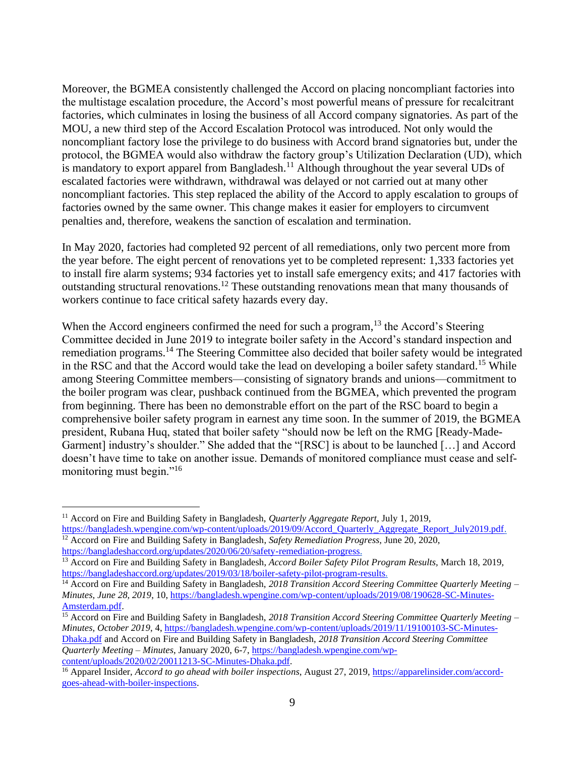Moreover, the BGMEA consistently challenged the Accord on placing noncompliant factories into the multistage escalation procedure, the Accord's most powerful means of pressure for recalcitrant factories, which culminates in losing the business of all Accord company signatories. As part of the MOU, a new third step of the Accord Escalation Protocol was introduced. Not only would the noncompliant factory lose the privilege to do business with Accord brand signatories but, under the protocol, the BGMEA would also withdraw the factory group's Utilization Declaration (UD), which is mandatory to export apparel from Bangladesh.[11] Although throughout the year several UDs of escalated factories were withdrawn, withdrawal was delayed or not carried out at many other noncompliant factories. This step replaced the ability of the Accord to apply escalation to groups of factories owned by the same owner. This change makes it easier for employers to circumvent penalties and, therefore, weakens the sanction of escalation and termination.

In May 2020, factories had completed 92 percent of all remediations, only two percent more from the year before. The eight percent of renovations yet to be completed represent: 1,333 factories yet to install fire alarm systems; 934 factories yet to install safe emergency exits; and 417 factories with outstanding structural renovations.[12] These outstanding renovations mean that many thousands of workers continue to face critical safety hazards every day.

When the Accord engineers confirmed the need for such a program,[13] the Accord's Steering Committee decided in June 2019 to integrate boiler safety in the Accord's standard inspection and remediation programs.[14] The Steering Committee also decided that boiler safety would be integrated in the RSC and that the Accord would take the lead on developing a boiler safety standard.[15] While among Steering Committee members—consisting of signatory brands and unions—commitment to the boiler program was clear, pushback continued from the BGMEA, which prevented the program from beginning. There has been no demonstrable effort on the part of the RSC board to begin a comprehensive boiler safety program in earnest any time soon. In the summer of 2019, the BGMEA president, Rubana Huq, stated that boiler safety "should now be left on the RMG [Ready-Made-Garment] industry's shoulder." She added that the "[RSC] is about to be launched […] and Accord doesn't have time to take on another issue. Demands of monitored compliance must cease and self-monitoring must begin."[16]

---

[11] Accord on Fire and Building Safety in Bangladesh, *Quarterly Aggregate Report*, July 1, 2019, https://bangladesh.wpengine.com/wp-content/uploads/2019/09/Accord_Quarterly_Aggregate_Report_July2019.pdf.

[12] Accord on Fire and Building Safety in Bangladesh, *Safety Remediation Progress*, June 20, 2020, https://bangladeshaccord.org/updates/2020/06/20/safety-remediation-progress.

[13] Accord on Fire and Building Safety in Bangladesh, *Accord Boiler Safety Pilot Program Results*, March 18, 2019, https://bangladeshaccord.org/updates/2019/03/18/boiler-safety-pilot-program-results.

[14] Accord on Fire and Building Safety in Bangladesh, *2018 Transition Accord Steering Committee Quarterly Meeting – Minutes, June 28, 2019*, 10, https://bangladesh.wpengine.com/wp-content/uploads/2019/08/190628-SC-Minutes-Amsterdam.pdf.

[15] Accord on Fire and Building Safety in Bangladesh, *2018 Transition Accord Steering Committee Quarterly Meeting – Minutes, October 2019*, 4, https://bangladesh.wpengine.com/wp-content/uploads/2019/11/19100103-SC-Minutes-Dhaka.pdf and Accord on Fire and Building Safety in Bangladesh, *2018 Transition Accord Steering Committee Quarterly Meeting – Minutes*, January 2020, 6-7, https://bangladesh.wpengine.com/wp-content/uploads/2020/02/20011213-SC-Minutes-Dhaka.pdf.

[16] Apparel Insider, *Accord to go ahead with boiler inspections*, August 27, 2019, https://apparelinsider.com/accord-goes-ahead-with-boiler-inspections.